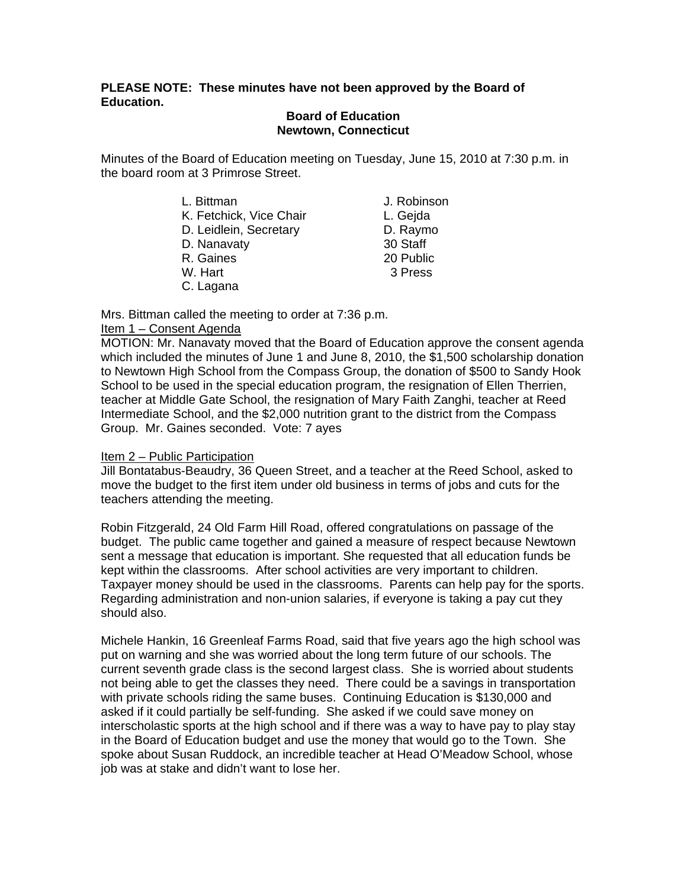**PLEASE NOTE: These minutes have not been approved by the Board of Education.**

**Board of Education**
**Newtown, Connecticut**

Minutes of the Board of Education meeting on Tuesday, June 15, 2010 at 7:30 p.m. in the board room at 3 Primrose Street.

| | |
|---|---|
| L. Bittman | J. Robinson |
| K. Fetchick, Vice Chair | L. Gejda |
| D. Leidlein, Secretary | D. Raymo |
| D. Nanavaty | 30 Staff |
| R. Gaines | 20 Public |
| W. Hart | 3 Press |
| C. Lagana | |

Mrs. Bittman called the meeting to order at 7:36 p.m.

Item 1 – Consent Agenda

MOTION: Mr. Nanavaty moved that the Board of Education approve the consent agenda which included the minutes of June 1 and June 8, 2010, the $1,500 scholarship donation to Newtown High School from the Compass Group, the donation of $500 to Sandy Hook School to be used in the special education program, the resignation of Ellen Therrien, teacher at Middle Gate School, the resignation of Mary Faith Zanghi, teacher at Reed Intermediate School, and the $2,000 nutrition grant to the district from the Compass Group. Mr. Gaines seconded. Vote: 7 ayes

Item 2 – Public Participation

Jill Bontatabus-Beaudry, 36 Queen Street, and a teacher at the Reed School, asked to move the budget to the first item under old business in terms of jobs and cuts for the teachers attending the meeting.

Robin Fitzgerald, 24 Old Farm Hill Road, offered congratulations on passage of the budget. The public came together and gained a measure of respect because Newtown sent a message that education is important. She requested that all education funds be kept within the classrooms. After school activities are very important to children. Taxpayer money should be used in the classrooms. Parents can help pay for the sports. Regarding administration and non-union salaries, if everyone is taking a pay cut they should also.

Michele Hankin, 16 Greenleaf Farms Road, said that five years ago the high school was put on warning and she was worried about the long term future of our schools. The current seventh grade class is the second largest class. She is worried about students not being able to get the classes they need. There could be a savings in transportation with private schools riding the same buses. Continuing Education is $130,000 and asked if it could partially be self-funding. She asked if we could save money on interscholastic sports at the high school and if there was a way to have pay to play stay in the Board of Education budget and use the money that would go to the Town. She spoke about Susan Ruddock, an incredible teacher at Head O'Meadow School, whose job was at stake and didn't want to lose her.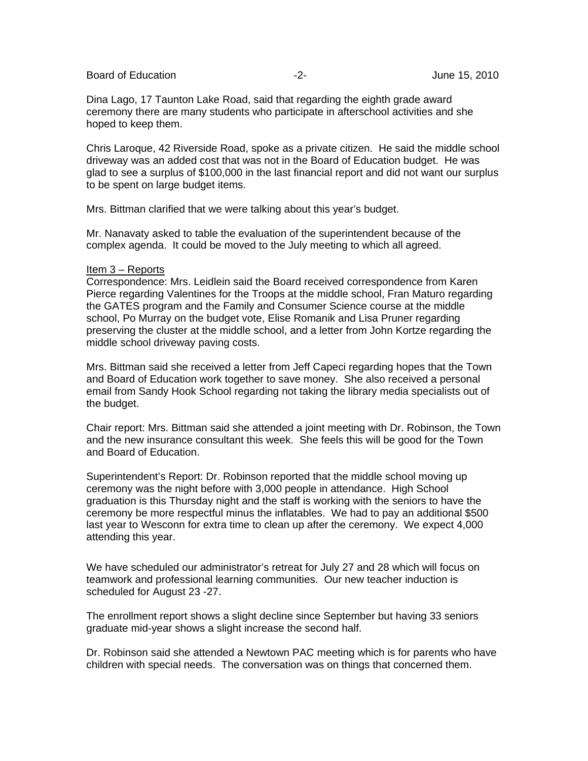Dina Lago, 17 Taunton Lake Road, said that regarding the eighth grade award ceremony there are many students who participate in afterschool activities and she hoped to keep them.

Chris Laroque, 42 Riverside Road, spoke as a private citizen. He said the middle school driveway was an added cost that was not in the Board of Education budget. He was glad to see a surplus of $100,000 in the last financial report and did not want our surplus to be spent on large budget items.

Mrs. Bittman clarified that we were talking about this year's budget.

Mr. Nanavaty asked to table the evaluation of the superintendent because of the complex agenda. It could be moved to the July meeting to which all agreed.

Item 3 – Reports

Correspondence: Mrs. Leidlein said the Board received correspondence from Karen Pierce regarding Valentines for the Troops at the middle school, Fran Maturo regarding the GATES program and the Family and Consumer Science course at the middle school, Po Murray on the budget vote, Elise Romanik and Lisa Pruner regarding preserving the cluster at the middle school, and a letter from John Kortze regarding the middle school driveway paving costs.

Mrs. Bittman said she received a letter from Jeff Capeci regarding hopes that the Town and Board of Education work together to save money. She also received a personal email from Sandy Hook School regarding not taking the library media specialists out of the budget.

Chair report: Mrs. Bittman said she attended a joint meeting with Dr. Robinson, the Town and the new insurance consultant this week. She feels this will be good for the Town and Board of Education.

Superintendent's Report: Dr. Robinson reported that the middle school moving up ceremony was the night before with 3,000 people in attendance. High School graduation is this Thursday night and the staff is working with the seniors to have the ceremony be more respectful minus the inflatables. We had to pay an additional $500 last year to Wesconn for extra time to clean up after the ceremony. We expect 4,000 attending this year.

We have scheduled our administrator's retreat for July 27 and 28 which will focus on teamwork and professional learning communities. Our new teacher induction is scheduled for August 23 -27.

The enrollment report shows a slight decline since September but having 33 seniors graduate mid-year shows a slight increase the second half.

Dr. Robinson said she attended a Newtown PAC meeting which is for parents who have children with special needs. The conversation was on things that concerned them.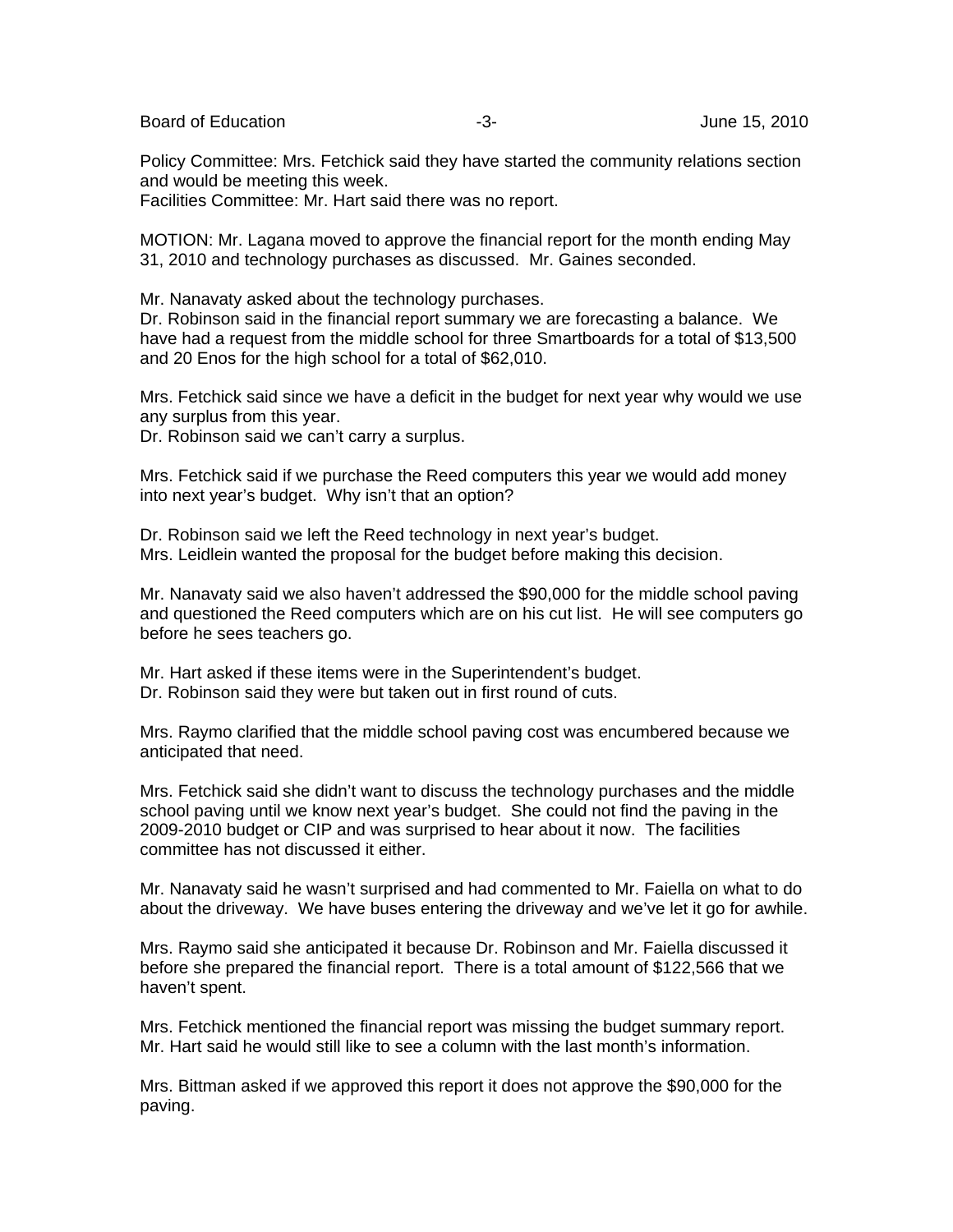Policy Committee: Mrs. Fetchick said they have started the community relations section and would be meeting this week.
Facilities Committee: Mr. Hart said there was no report.

MOTION: Mr. Lagana moved to approve the financial report for the month ending May 31, 2010 and technology purchases as discussed. Mr. Gaines seconded.

Mr. Nanavaty asked about the technology purchases.
Dr. Robinson said in the financial report summary we are forecasting a balance. We have had a request from the middle school for three Smartboards for a total of $13,500 and 20 Enos for the high school for a total of $62,010.

Mrs. Fetchick said since we have a deficit in the budget for next year why would we use any surplus from this year.
Dr. Robinson said we can't carry a surplus.

Mrs. Fetchick said if we purchase the Reed computers this year we would add money into next year's budget. Why isn't that an option?

Dr. Robinson said we left the Reed technology in next year's budget.
Mrs. Leidlein wanted the proposal for the budget before making this decision.

Mr. Nanavaty said we also haven't addressed the $90,000 for the middle school paving and questioned the Reed computers which are on his cut list. He will see computers go before he sees teachers go.

Mr. Hart asked if these items were in the Superintendent's budget.
Dr. Robinson said they were but taken out in first round of cuts.

Mrs. Raymo clarified that the middle school paving cost was encumbered because we anticipated that need.

Mrs. Fetchick said she didn't want to discuss the technology purchases and the middle school paving until we know next year's budget. She could not find the paving in the 2009-2010 budget or CIP and was surprised to hear about it now. The facilities committee has not discussed it either.

Mr. Nanavaty said he wasn't surprised and had commented to Mr. Faiella on what to do about the driveway. We have buses entering the driveway and we've let it go for awhile.

Mrs. Raymo said she anticipated it because Dr. Robinson and Mr. Faiella discussed it before she prepared the financial report. There is a total amount of $122,566 that we haven't spent.

Mrs. Fetchick mentioned the financial report was missing the budget summary report.
Mr. Hart said he would still like to see a column with the last month's information.

Mrs. Bittman asked if we approved this report it does not approve the $90,000 for the paving.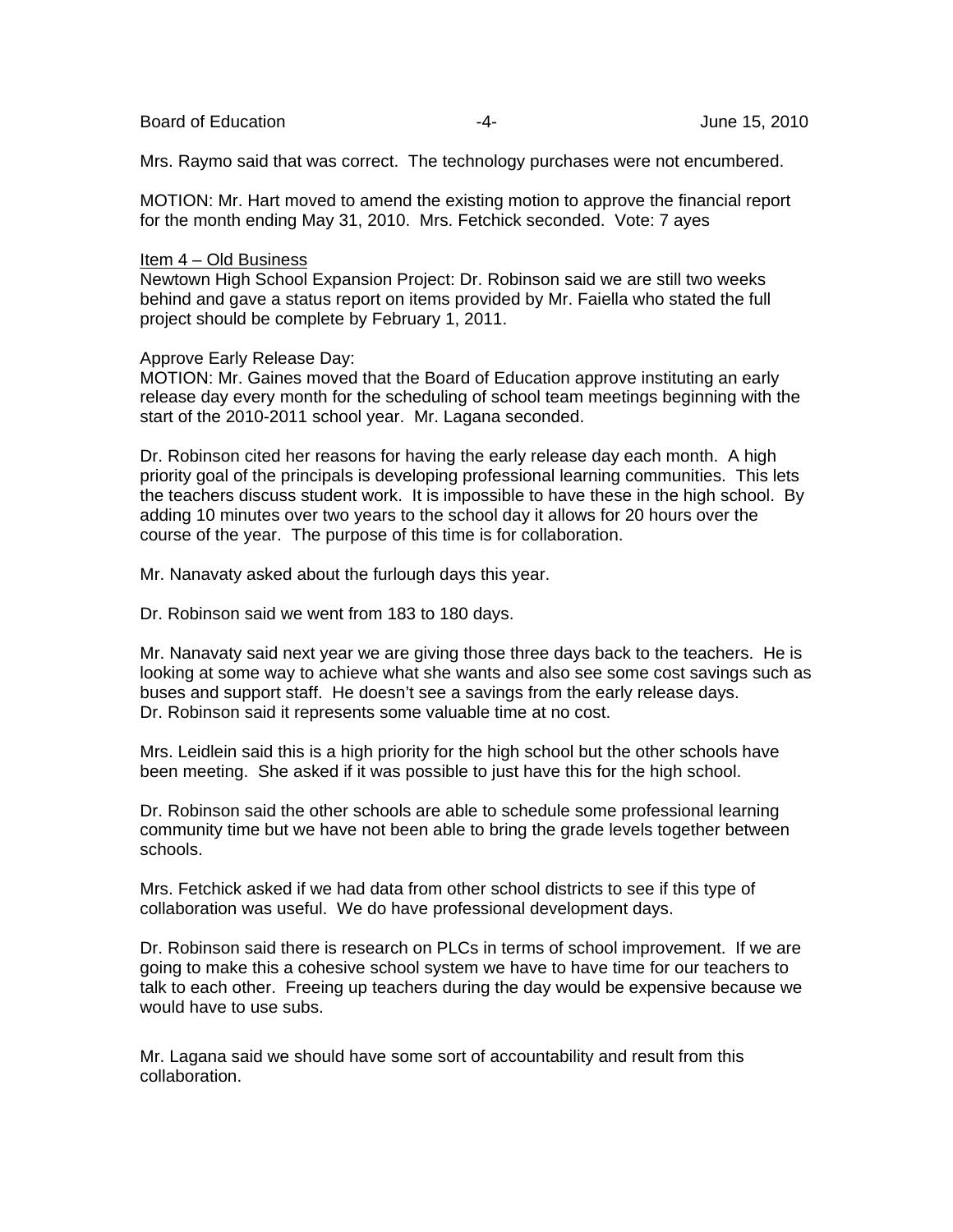Mrs. Raymo said that was correct. The technology purchases were not encumbered.

MOTION: Mr. Hart moved to amend the existing motion to approve the financial report for the month ending May 31, 2010. Mrs. Fetchick seconded. Vote: 7 ayes

Item 4 – Old Business

Newtown High School Expansion Project: Dr. Robinson said we are still two weeks behind and gave a status report on items provided by Mr. Faiella who stated the full project should be complete by February 1, 2011.

Approve Early Release Day:

MOTION: Mr. Gaines moved that the Board of Education approve instituting an early release day every month for the scheduling of school team meetings beginning with the start of the 2010-2011 school year. Mr. Lagana seconded.

Dr. Robinson cited her reasons for having the early release day each month. A high priority goal of the principals is developing professional learning communities. This lets the teachers discuss student work. It is impossible to have these in the high school. By adding 10 minutes over two years to the school day it allows for 20 hours over the course of the year. The purpose of this time is for collaboration.

Mr. Nanavaty asked about the furlough days this year.

Dr. Robinson said we went from 183 to 180 days.

Mr. Nanavaty said next year we are giving those three days back to the teachers. He is looking at some way to achieve what she wants and also see some cost savings such as buses and support staff. He doesn't see a savings from the early release days.
Dr. Robinson said it represents some valuable time at no cost.

Mrs. Leidlein said this is a high priority for the high school but the other schools have been meeting. She asked if it was possible to just have this for the high school.

Dr. Robinson said the other schools are able to schedule some professional learning community time but we have not been able to bring the grade levels together between schools.

Mrs. Fetchick asked if we had data from other school districts to see if this type of collaboration was useful. We do have professional development days.

Dr. Robinson said there is research on PLCs in terms of school improvement. If we are going to make this a cohesive school system we have to have time for our teachers to talk to each other. Freeing up teachers during the day would be expensive because we would have to use subs.

Mr. Lagana said we should have some sort of accountability and result from this collaboration.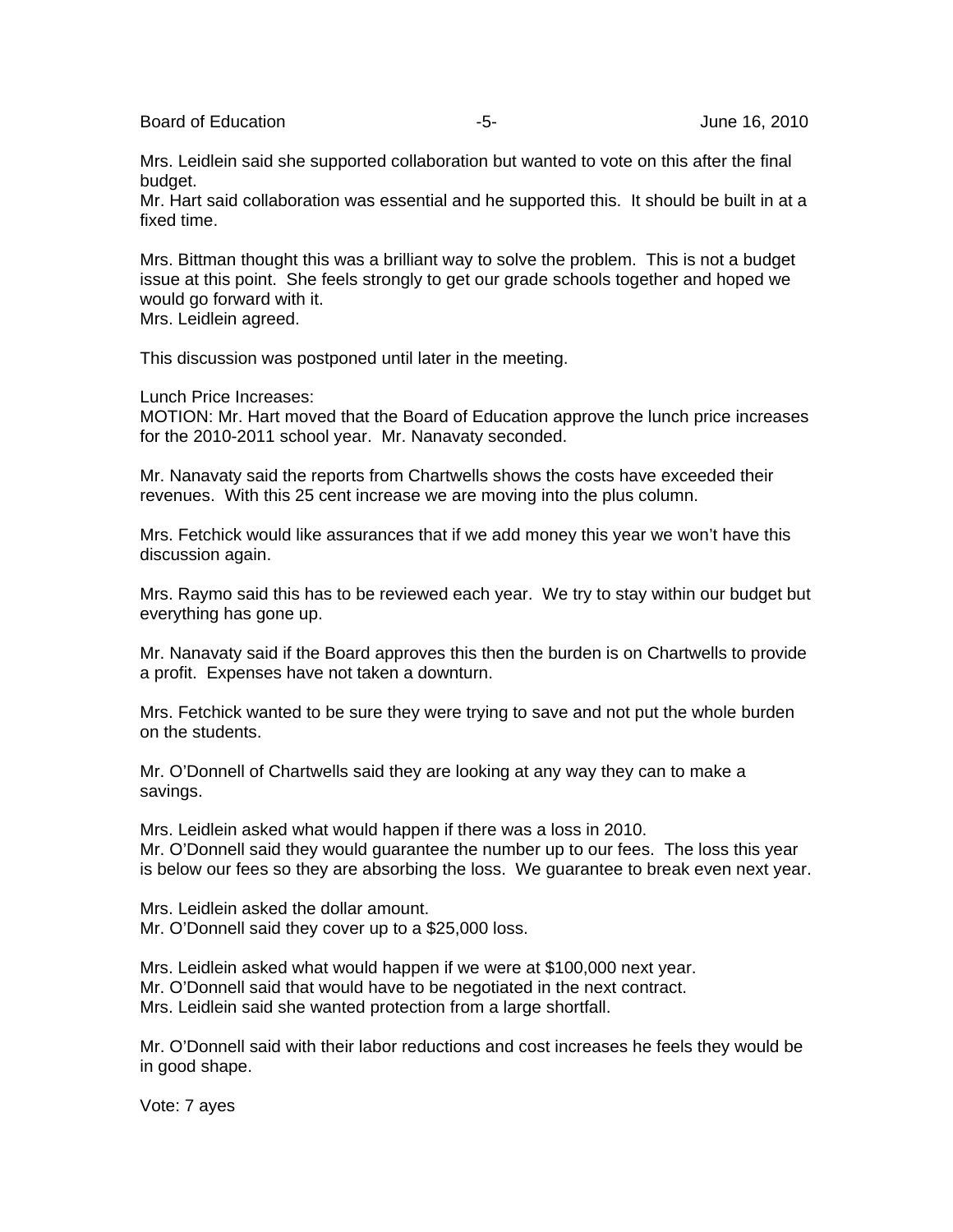Mrs. Leidlein said she supported collaboration but wanted to vote on this after the final budget.
Mr. Hart said collaboration was essential and he supported this. It should be built in at a fixed time.

Mrs. Bittman thought this was a brilliant way to solve the problem. This is not a budget issue at this point. She feels strongly to get our grade schools together and hoped we would go forward with it.
Mrs. Leidlein agreed.

This discussion was postponed until later in the meeting.

Lunch Price Increases:
MOTION: Mr. Hart moved that the Board of Education approve the lunch price increases for the 2010-2011 school year. Mr. Nanavaty seconded.

Mr. Nanavaty said the reports from Chartwells shows the costs have exceeded their revenues. With this 25 cent increase we are moving into the plus column.

Mrs. Fetchick would like assurances that if we add money this year we won't have this discussion again.

Mrs. Raymo said this has to be reviewed each year. We try to stay within our budget but everything has gone up.

Mr. Nanavaty said if the Board approves this then the burden is on Chartwells to provide a profit. Expenses have not taken a downturn.

Mrs. Fetchick wanted to be sure they were trying to save and not put the whole burden on the students.

Mr. O'Donnell of Chartwells said they are looking at any way they can to make a savings.

Mrs. Leidlein asked what would happen if there was a loss in 2010.
Mr. O'Donnell said they would guarantee the number up to our fees. The loss this year is below our fees so they are absorbing the loss. We guarantee to break even next year.

Mrs. Leidlein asked the dollar amount.
Mr. O'Donnell said they cover up to a $25,000 loss.

Mrs. Leidlein asked what would happen if we were at $100,000 next year.
Mr. O'Donnell said that would have to be negotiated in the next contract.
Mrs. Leidlein said she wanted protection from a large shortfall.

Mr. O'Donnell said with their labor reductions and cost increases he feels they would be in good shape.

Vote: 7 ayes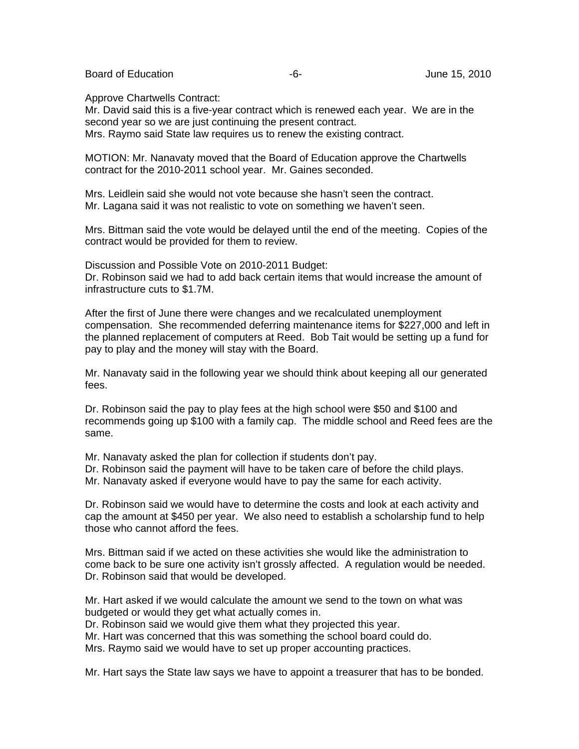Approve Chartwells Contract:
Mr. David said this is a five-year contract which is renewed each year. We are in the second year so we are just continuing the present contract.
Mrs. Raymo said State law requires us to renew the existing contract.

MOTION: Mr. Nanavaty moved that the Board of Education approve the Chartwells contract for the 2010-2011 school year. Mr. Gaines seconded.

Mrs. Leidlein said she would not vote because she hasn't seen the contract.
Mr. Lagana said it was not realistic to vote on something we haven't seen.

Mrs. Bittman said the vote would be delayed until the end of the meeting. Copies of the contract would be provided for them to review.

Discussion and Possible Vote on 2010-2011 Budget:
Dr. Robinson said we had to add back certain items that would increase the amount of infrastructure cuts to $1.7M.

After the first of June there were changes and we recalculated unemployment compensation. She recommended deferring maintenance items for $227,000 and left in the planned replacement of computers at Reed. Bob Tait would be setting up a fund for pay to play and the money will stay with the Board.

Mr. Nanavaty said in the following year we should think about keeping all our generated fees.

Dr. Robinson said the pay to play fees at the high school were $50 and $100 and recommends going up $100 with a family cap. The middle school and Reed fees are the same.

Mr. Nanavaty asked the plan for collection if students don't pay.
Dr. Robinson said the payment will have to be taken care of before the child plays.
Mr. Nanavaty asked if everyone would have to pay the same for each activity.

Dr. Robinson said we would have to determine the costs and look at each activity and cap the amount at $450 per year. We also need to establish a scholarship fund to help those who cannot afford the fees.

Mrs. Bittman said if we acted on these activities she would like the administration to come back to be sure one activity isn't grossly affected. A regulation would be needed.
Dr. Robinson said that would be developed.

Mr. Hart asked if we would calculate the amount we send to the town on what was budgeted or would they get what actually comes in.
Dr. Robinson said we would give them what they projected this year.
Mr. Hart was concerned that this was something the school board could do.
Mrs. Raymo said we would have to set up proper accounting practices.

Mr. Hart says the State law says we have to appoint a treasurer that has to be bonded.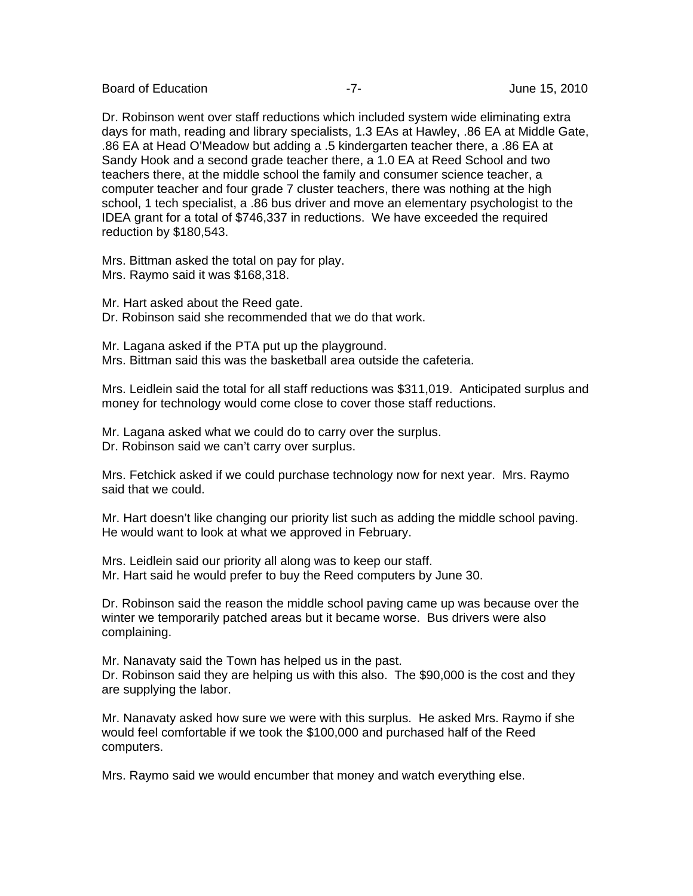Dr. Robinson went over staff reductions which included system wide eliminating extra days for math, reading and library specialists, 1.3 EAs at Hawley, .86 EA at Middle Gate, .86 EA at Head O'Meadow but adding a .5 kindergarten teacher there, a .86 EA at Sandy Hook and a second grade teacher there, a 1.0 EA at Reed School and two teachers there, at the middle school the family and consumer science teacher, a computer teacher and four grade 7 cluster teachers, there was nothing at the high school, 1 tech specialist, a .86 bus driver and move an elementary psychologist to the IDEA grant for a total of $746,337 in reductions. We have exceeded the required reduction by $180,543.

Mrs. Bittman asked the total on pay for play.
Mrs. Raymo said it was $168,318.

Mr. Hart asked about the Reed gate.
Dr. Robinson said she recommended that we do that work.

Mr. Lagana asked if the PTA put up the playground.
Mrs. Bittman said this was the basketball area outside the cafeteria.

Mrs. Leidlein said the total for all staff reductions was $311,019. Anticipated surplus and money for technology would come close to cover those staff reductions.

Mr. Lagana asked what we could do to carry over the surplus.
Dr. Robinson said we can't carry over surplus.

Mrs. Fetchick asked if we could purchase technology now for next year. Mrs. Raymo said that we could.

Mr. Hart doesn't like changing our priority list such as adding the middle school paving. He would want to look at what we approved in February.

Mrs. Leidlein said our priority all along was to keep our staff.
Mr. Hart said he would prefer to buy the Reed computers by June 30.

Dr. Robinson said the reason the middle school paving came up was because over the winter we temporarily patched areas but it became worse. Bus drivers were also complaining.

Mr. Nanavaty said the Town has helped us in the past.
Dr. Robinson said they are helping us with this also. The $90,000 is the cost and they are supplying the labor.

Mr. Nanavaty asked how sure we were with this surplus. He asked Mrs. Raymo if she would feel comfortable if we took the $100,000 and purchased half of the Reed computers.

Mrs. Raymo said we would encumber that money and watch everything else.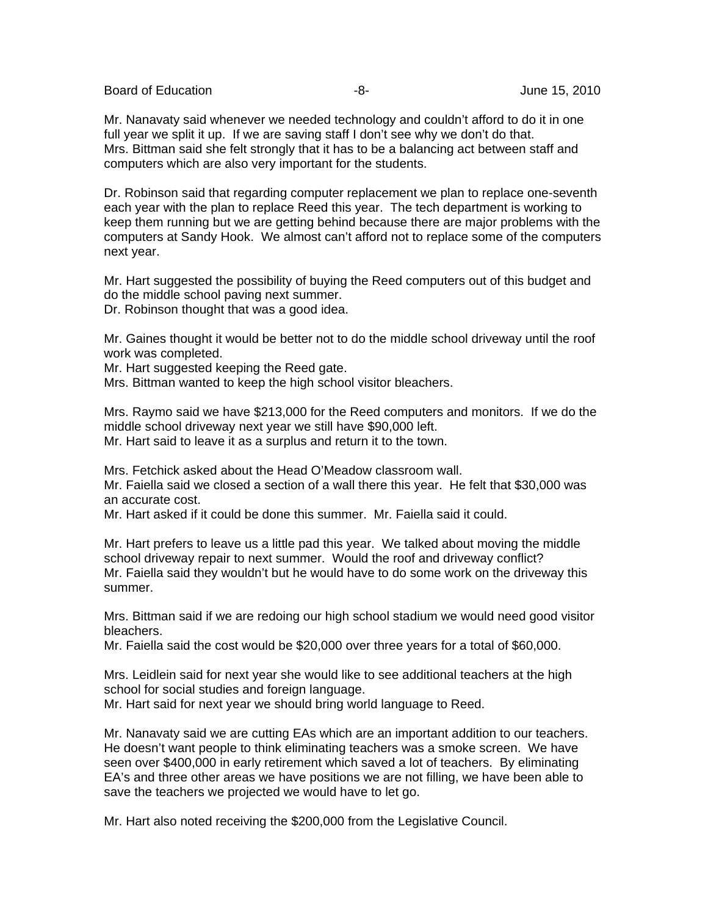Mr. Nanavaty said whenever we needed technology and couldn't afford to do it in one full year we split it up. If we are saving staff I don't see why we don't do that.
Mrs. Bittman said she felt strongly that it has to be a balancing act between staff and computers which are also very important for the students.

Dr. Robinson said that regarding computer replacement we plan to replace one-seventh each year with the plan to replace Reed this year. The tech department is working to keep them running but we are getting behind because there are major problems with the computers at Sandy Hook. We almost can't afford not to replace some of the computers next year.

Mr. Hart suggested the possibility of buying the Reed computers out of this budget and do the middle school paving next summer.
Dr. Robinson thought that was a good idea.

Mr. Gaines thought it would be better not to do the middle school driveway until the roof work was completed.
Mr. Hart suggested keeping the Reed gate.
Mrs. Bittman wanted to keep the high school visitor bleachers.

Mrs. Raymo said we have $213,000 for the Reed computers and monitors. If we do the middle school driveway next year we still have $90,000 left.
Mr. Hart said to leave it as a surplus and return it to the town.

Mrs. Fetchick asked about the Head O'Meadow classroom wall.
Mr. Faiella said we closed a section of a wall there this year. He felt that $30,000 was an accurate cost.
Mr. Hart asked if it could be done this summer. Mr. Faiella said it could.

Mr. Hart prefers to leave us a little pad this year. We talked about moving the middle school driveway repair to next summer. Would the roof and driveway conflict?
Mr. Faiella said they wouldn't but he would have to do some work on the driveway this summer.

Mrs. Bittman said if we are redoing our high school stadium we would need good visitor bleachers.
Mr. Faiella said the cost would be $20,000 over three years for a total of $60,000.

Mrs. Leidlein said for next year she would like to see additional teachers at the high school for social studies and foreign language.
Mr. Hart said for next year we should bring world language to Reed.

Mr. Nanavaty said we are cutting EAs which are an important addition to our teachers. He doesn't want people to think eliminating teachers was a smoke screen. We have seen over $400,000 in early retirement which saved a lot of teachers. By eliminating EA's and three other areas we have positions we are not filling, we have been able to save the teachers we projected we would have to let go.

Mr. Hart also noted receiving the $200,000 from the Legislative Council.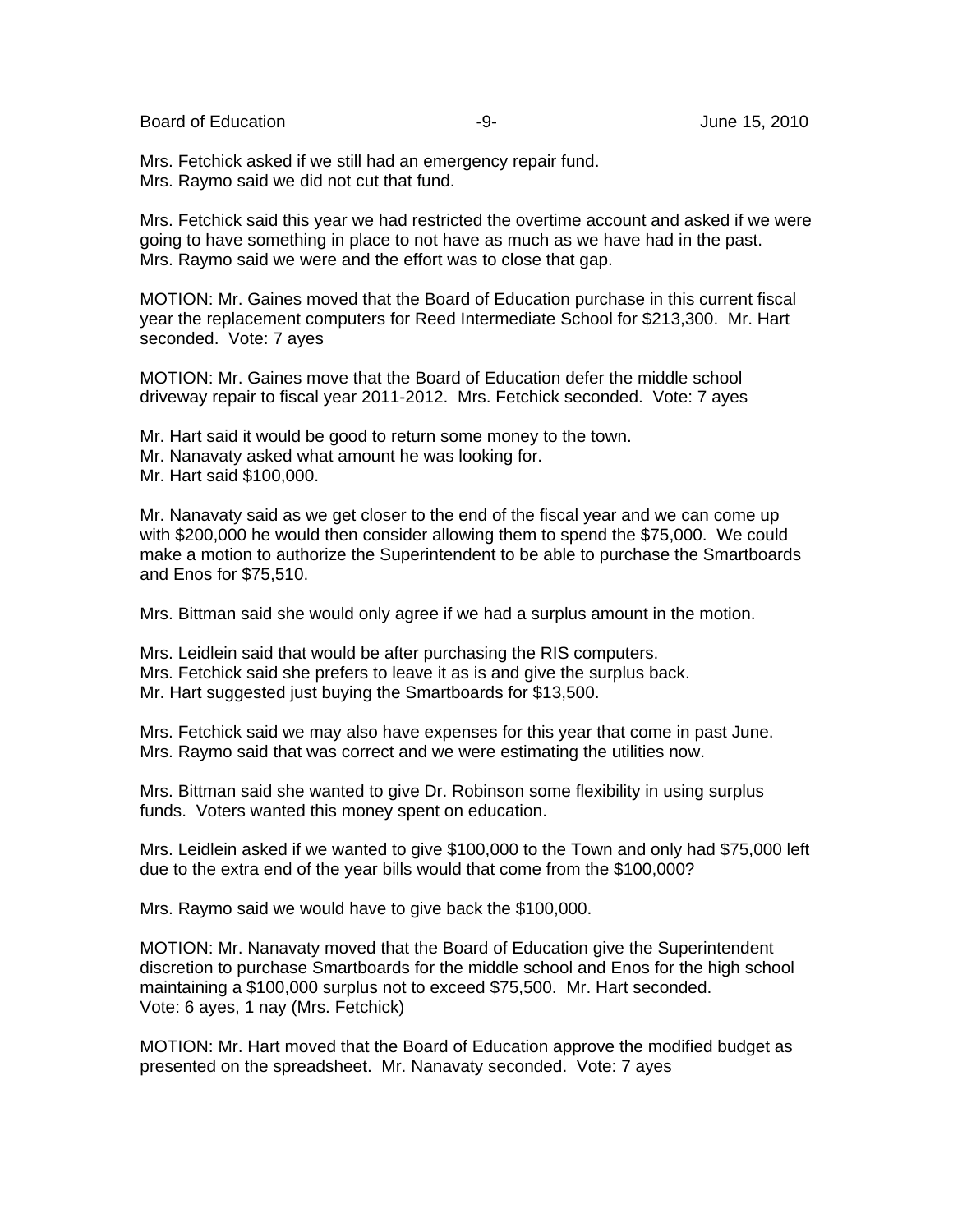Mrs. Fetchick asked if we still had an emergency repair fund.
Mrs. Raymo said we did not cut that fund.

Mrs. Fetchick said this year we had restricted the overtime account and asked if we were going to have something in place to not have as much as we have had in the past.
Mrs. Raymo said we were and the effort was to close that gap.

MOTION: Mr. Gaines moved that the Board of Education purchase in this current fiscal year the replacement computers for Reed Intermediate School for $213,300. Mr. Hart seconded. Vote: 7 ayes

MOTION: Mr. Gaines move that the Board of Education defer the middle school driveway repair to fiscal year 2011-2012. Mrs. Fetchick seconded. Vote: 7 ayes

Mr. Hart said it would be good to return some money to the town.
Mr. Nanavaty asked what amount he was looking for.
Mr. Hart said $100,000.

Mr. Nanavaty said as we get closer to the end of the fiscal year and we can come up with $200,000 he would then consider allowing them to spend the $75,000. We could make a motion to authorize the Superintendent to be able to purchase the Smartboards and Enos for $75,510.

Mrs. Bittman said she would only agree if we had a surplus amount in the motion.

Mrs. Leidlein said that would be after purchasing the RIS computers.
Mrs. Fetchick said she prefers to leave it as is and give the surplus back.
Mr. Hart suggested just buying the Smartboards for $13,500.

Mrs. Fetchick said we may also have expenses for this year that come in past June.
Mrs. Raymo said that was correct and we were estimating the utilities now.

Mrs. Bittman said she wanted to give Dr. Robinson some flexibility in using surplus funds. Voters wanted this money spent on education.

Mrs. Leidlein asked if we wanted to give $100,000 to the Town and only had $75,000 left due to the extra end of the year bills would that come from the $100,000?

Mrs. Raymo said we would have to give back the $100,000.

MOTION: Mr. Nanavaty moved that the Board of Education give the Superintendent discretion to purchase Smartboards for the middle school and Enos for the high school maintaining a $100,000 surplus not to exceed $75,500. Mr. Hart seconded.
Vote: 6 ayes, 1 nay (Mrs. Fetchick)

MOTION: Mr. Hart moved that the Board of Education approve the modified budget as presented on the spreadsheet. Mr. Nanavaty seconded. Vote: 7 ayes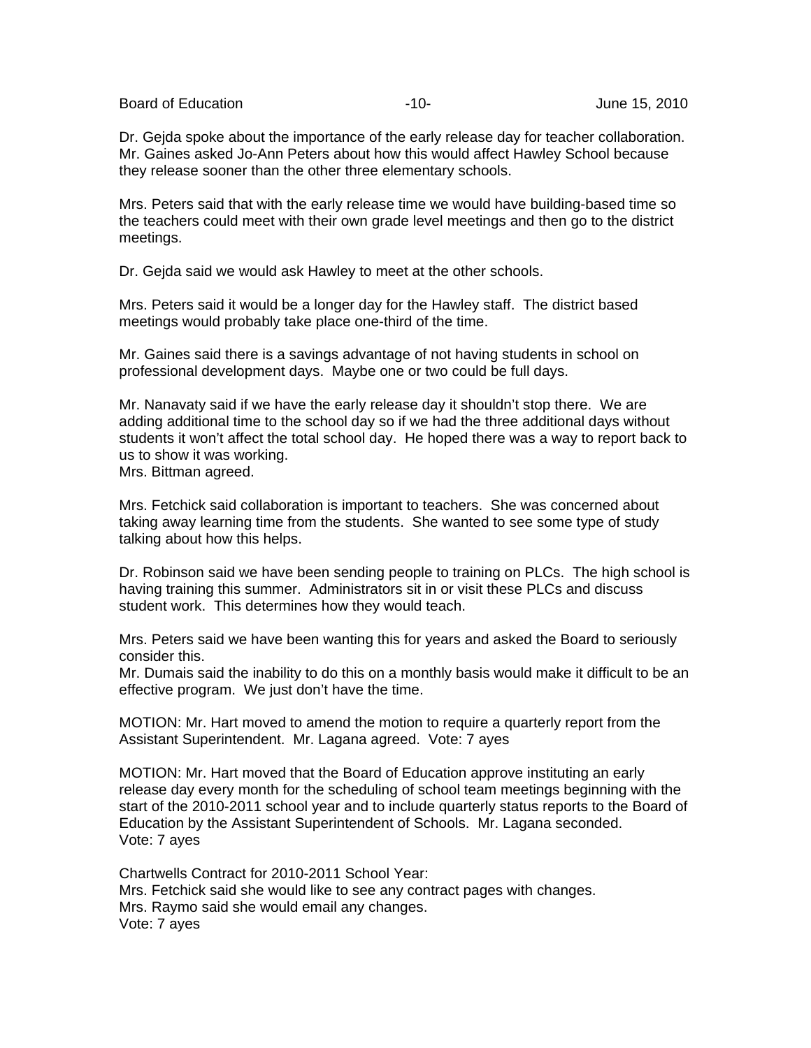Dr. Gejda spoke about the importance of the early release day for teacher collaboration. Mr. Gaines asked Jo-Ann Peters about how this would affect Hawley School because they release sooner than the other three elementary schools.

Mrs. Peters said that with the early release time we would have building-based time so the teachers could meet with their own grade level meetings and then go to the district meetings.

Dr. Gejda said we would ask Hawley to meet at the other schools.

Mrs. Peters said it would be a longer day for the Hawley staff. The district based meetings would probably take place one-third of the time.

Mr. Gaines said there is a savings advantage of not having students in school on professional development days. Maybe one or two could be full days.

Mr. Nanavaty said if we have the early release day it shouldn't stop there. We are adding additional time to the school day so if we had the three additional days without students it won't affect the total school day. He hoped there was a way to report back to us to show it was working.
Mrs. Bittman agreed.

Mrs. Fetchick said collaboration is important to teachers. She was concerned about taking away learning time from the students. She wanted to see some type of study talking about how this helps.

Dr. Robinson said we have been sending people to training on PLCs. The high school is having training this summer. Administrators sit in or visit these PLCs and discuss student work. This determines how they would teach.

Mrs. Peters said we have been wanting this for years and asked the Board to seriously consider this.
Mr. Dumais said the inability to do this on a monthly basis would make it difficult to be an effective program. We just don't have the time.

MOTION: Mr. Hart moved to amend the motion to require a quarterly report from the Assistant Superintendent. Mr. Lagana agreed. Vote: 7 ayes

MOTION: Mr. Hart moved that the Board of Education approve instituting an early release day every month for the scheduling of school team meetings beginning with the start of the 2010-2011 school year and to include quarterly status reports to the Board of Education by the Assistant Superintendent of Schools. Mr. Lagana seconded.
Vote: 7 ayes

Chartwells Contract for 2010-2011 School Year:
Mrs. Fetchick said she would like to see any contract pages with changes.
Mrs. Raymo said she would email any changes.
Vote: 7 ayes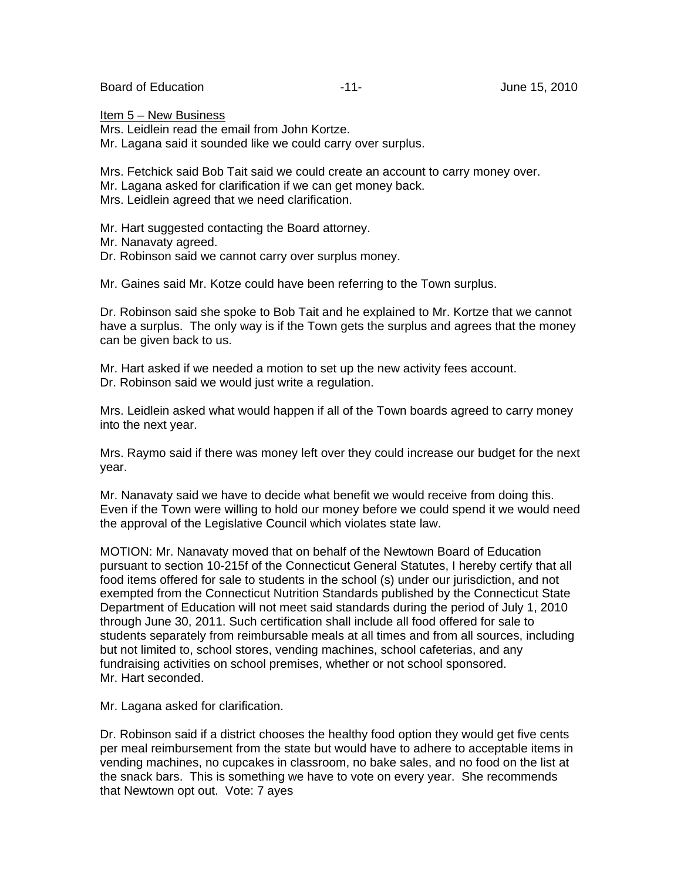Item 5 – New Business

Mrs. Leidlein read the email from John Kortze.
Mr. Lagana said it sounded like we could carry over surplus.

Mrs. Fetchick said Bob Tait said we could create an account to carry money over.
Mr. Lagana asked for clarification if we can get money back.
Mrs. Leidlein agreed that we need clarification.

Mr. Hart suggested contacting the Board attorney.
Mr. Nanavaty agreed.
Dr. Robinson said we cannot carry over surplus money.

Mr. Gaines said Mr. Kotze could have been referring to the Town surplus.

Dr. Robinson said she spoke to Bob Tait and he explained to Mr. Kortze that we cannot have a surplus. The only way is if the Town gets the surplus and agrees that the money can be given back to us.

Mr. Hart asked if we needed a motion to set up the new activity fees account.
Dr. Robinson said we would just write a regulation.

Mrs. Leidlein asked what would happen if all of the Town boards agreed to carry money into the next year.

Mrs. Raymo said if there was money left over they could increase our budget for the next year.

Mr. Nanavaty said we have to decide what benefit we would receive from doing this. Even if the Town were willing to hold our money before we could spend it we would need the approval of the Legislative Council which violates state law.

MOTION: Mr. Nanavaty moved that on behalf of the Newtown Board of Education pursuant to section 10-215f of the Connecticut General Statutes, I hereby certify that all food items offered for sale to students in the school (s) under our jurisdiction, and not exempted from the Connecticut Nutrition Standards published by the Connecticut State Department of Education will not meet said standards during the period of July 1, 2010 through June 30, 2011. Such certification shall include all food offered for sale to students separately from reimbursable meals at all times and from all sources, including but not limited to, school stores, vending machines, school cafeterias, and any fundraising activities on school premises, whether or not school sponsored.
Mr. Hart seconded.

Mr. Lagana asked for clarification.

Dr. Robinson said if a district chooses the healthy food option they would get five cents per meal reimbursement from the state but would have to adhere to acceptable items in vending machines, no cupcakes in classroom, no bake sales, and no food on the list at the snack bars. This is something we have to vote on every year. She recommends that Newtown opt out. Vote: 7 ayes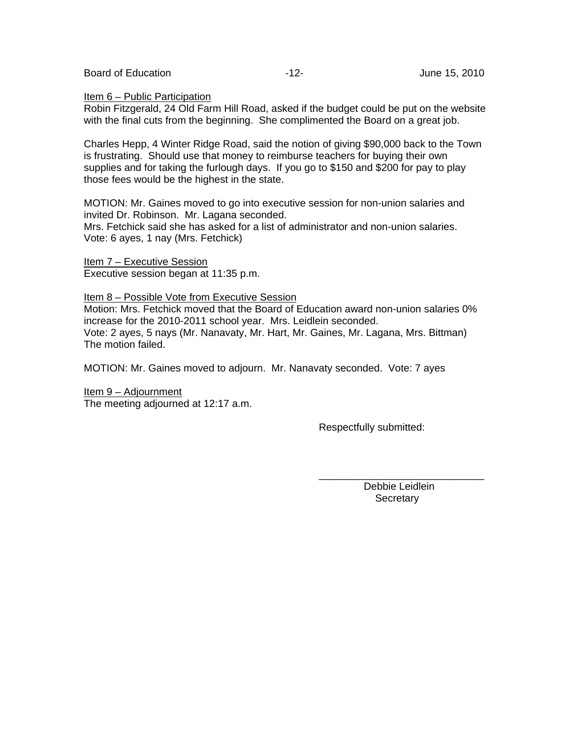<u>Item 6 – Public Participation</u>
Robin Fitzgerald, 24 Old Farm Hill Road, asked if the budget could be put on the website with the final cuts from the beginning. She complimented the Board on a great job.

Charles Hepp, 4 Winter Ridge Road, said the notion of giving $90,000 back to the Town is frustrating. Should use that money to reimburse teachers for buying their own supplies and for taking the furlough days. If you go to $150 and $200 for pay to play those fees would be the highest in the state.

MOTION: Mr. Gaines moved to go into executive session for non-union salaries and invited Dr. Robinson. Mr. Lagana seconded.
Mrs. Fetchick said she has asked for a list of administrator and non-union salaries.
Vote: 6 ayes, 1 nay (Mrs. Fetchick)

<u>Item 7 – Executive Session</u>
Executive session began at 11:35 p.m.

<u>Item 8 – Possible Vote from Executive Session</u>
Motion: Mrs. Fetchick moved that the Board of Education award non-union salaries 0% increase for the 2010-2011 school year. Mrs. Leidlein seconded.
Vote: 2 ayes, 5 nays (Mr. Nanavaty, Mr. Hart, Mr. Gaines, Mr. Lagana, Mrs. Bittman)
The motion failed.

MOTION: Mr. Gaines moved to adjourn. Mr. Nanavaty seconded. Vote: 7 ayes

<u>Item 9 – Adjournment</u>
The meeting adjourned at 12:17 a.m.

Respectfully submitted:

\_\_\_\_\_\_\_\_\_\_\_\_\_\_\_\_\_\_\_\_\_\_\_\_\_\_\_\_\_\_

Debbie Leidlein
Secretary